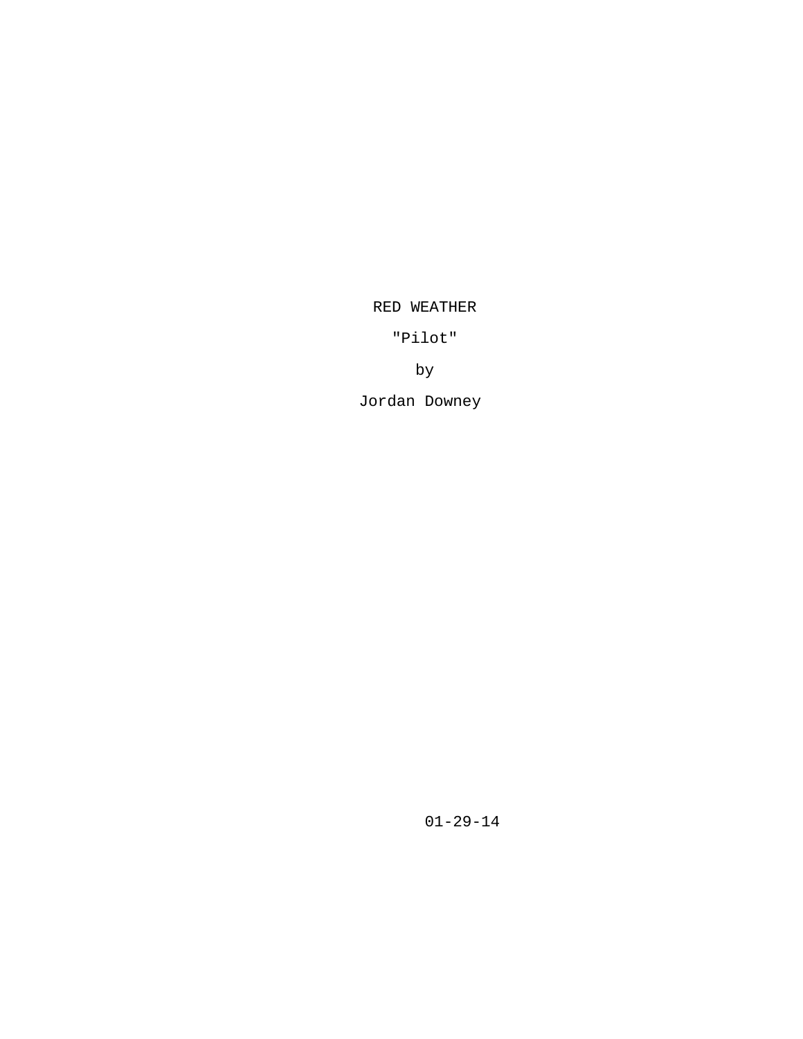# RED WEATHER

"Pilot"

by

Jordan Downey

01-29-14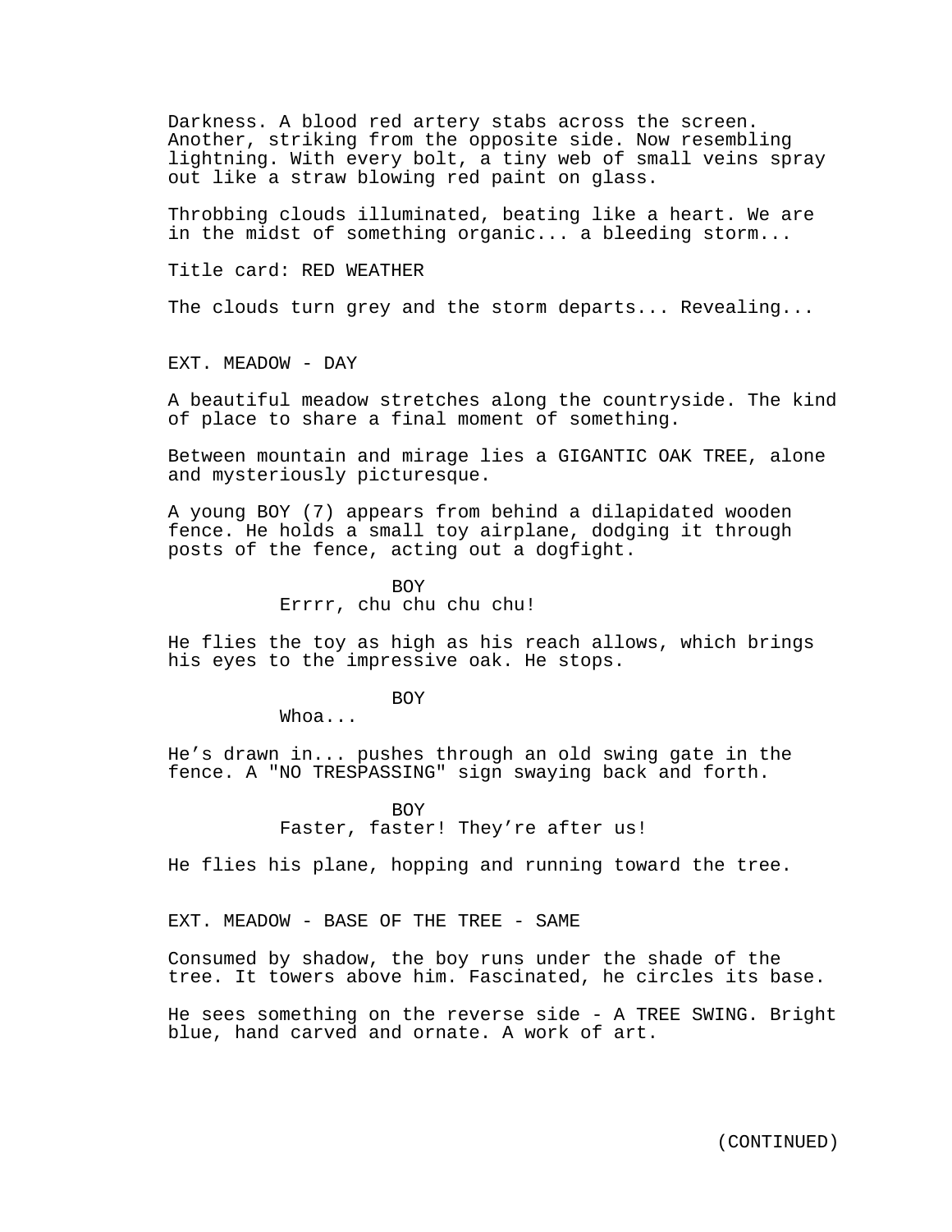Darkness. A blood red artery stabs across the screen. Another, striking from the opposite side. Now resembling lightning. With every bolt, a tiny web of small veins spray out like a straw blowing red paint on glass.

Throbbing clouds illuminated, beating like a heart. We are in the midst of something organic... a bleeding storm...

Title card: RED WEATHER

The clouds turn grey and the storm departs... Revealing...

EXT. MEADOW - DAY

A beautiful meadow stretches along the countryside. The kind of place to share a final moment of something.

Between mountain and mirage lies a GIGANTIC OAK TREE, alone and mysteriously picturesque.

A young BOY (7) appears from behind a dilapidated wooden fence. He holds a small toy airplane, dodging it through posts of the fence, acting out a dogfight.

BOY
Errrr, chu chu chu chu!

He flies the toy as high as his reach allows, which brings his eyes to the impressive oak. He stops.

BOY
Whoa...

He's drawn in... pushes through an old swing gate in the fence. A "NO TRESPASSING" sign swaying back and forth.

BOY
Faster, faster! They're after us!

He flies his plane, hopping and running toward the tree.

EXT. MEADOW - BASE OF THE TREE - SAME

Consumed by shadow, the boy runs under the shade of the tree. It towers above him. Fascinated, he circles its base.

He sees something on the reverse side - A TREE SWING. Bright blue, hand carved and ornate. A work of art.

(CONTINUED)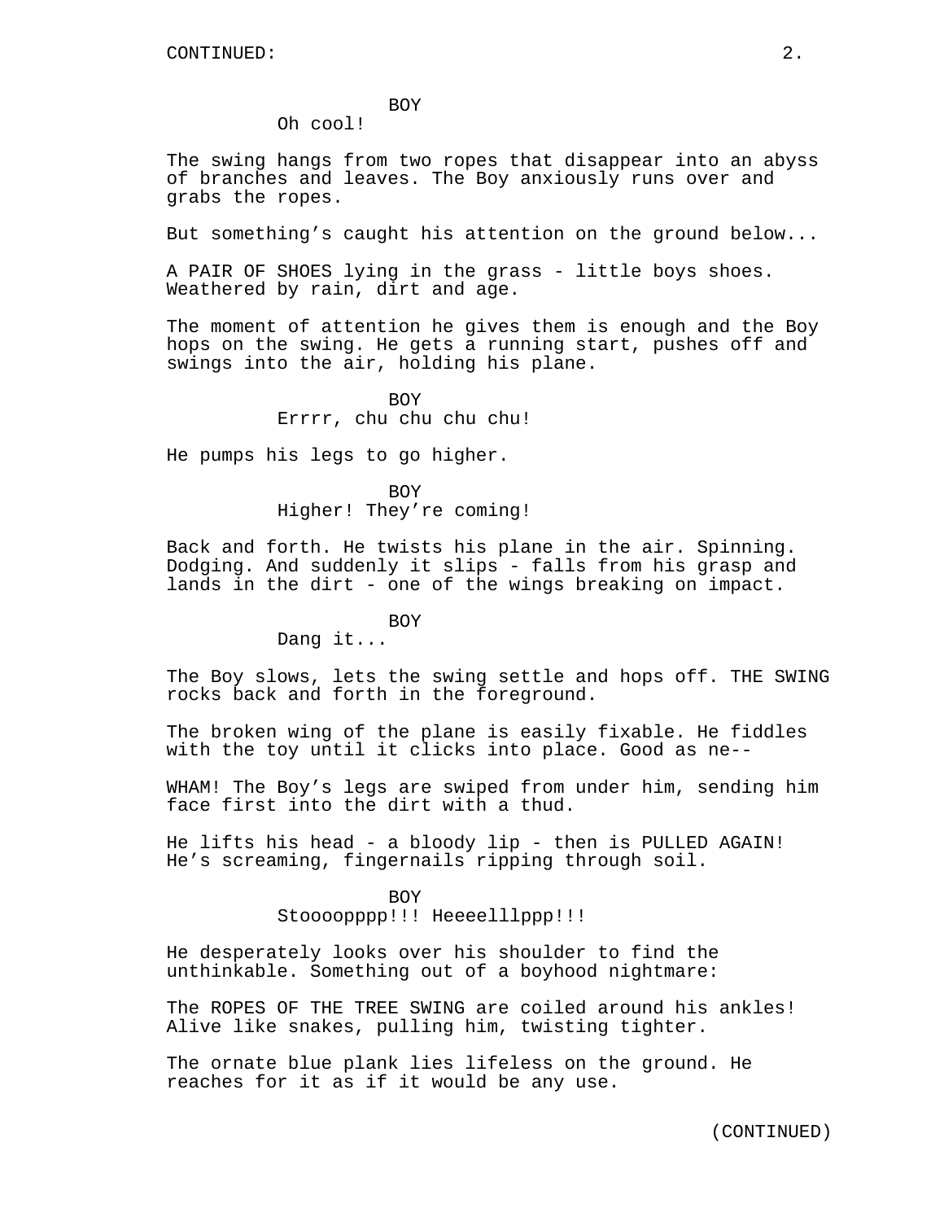BOY

Oh cool!

The swing hangs from two ropes that disappear into an abyss of branches and leaves. The Boy anxiously runs over and grabs the ropes.

But something's caught his attention on the ground below...

A PAIR OF SHOES lying in the grass - little boys shoes. Weathered by rain, dirt and age.

The moment of attention he gives them is enough and the Boy hops on the swing. He gets a running start, pushes off and swings into the air, holding his plane.

BOY

Errrr, chu chu chu chu!

He pumps his legs to go higher.

BOY

Higher! They're coming!

Back and forth. He twists his plane in the air. Spinning. Dodging. And suddenly it slips - falls from his grasp and lands in the dirt - one of the wings breaking on impact.

BOY

Dang it...

The Boy slows, lets the swing settle and hops off. THE SWING rocks back and forth in the foreground.

The broken wing of the plane is easily fixable. He fiddles with the toy until it clicks into place. Good as ne--

WHAM! The Boy's legs are swiped from under him, sending him face first into the dirt with a thud.

He lifts his head - a bloody lip - then is PULLED AGAIN! He's screaming, fingernails ripping through soil.

BOY

Stoooopppp!!! Heeeelllppp!!!

He desperately looks over his shoulder to find the unthinkable. Something out of a boyhood nightmare:

The ROPES OF THE TREE SWING are coiled around his ankles! Alive like snakes, pulling him, twisting tighter.

The ornate blue plank lies lifeless on the ground. He reaches for it as if it would be any use.

(CONTINUED)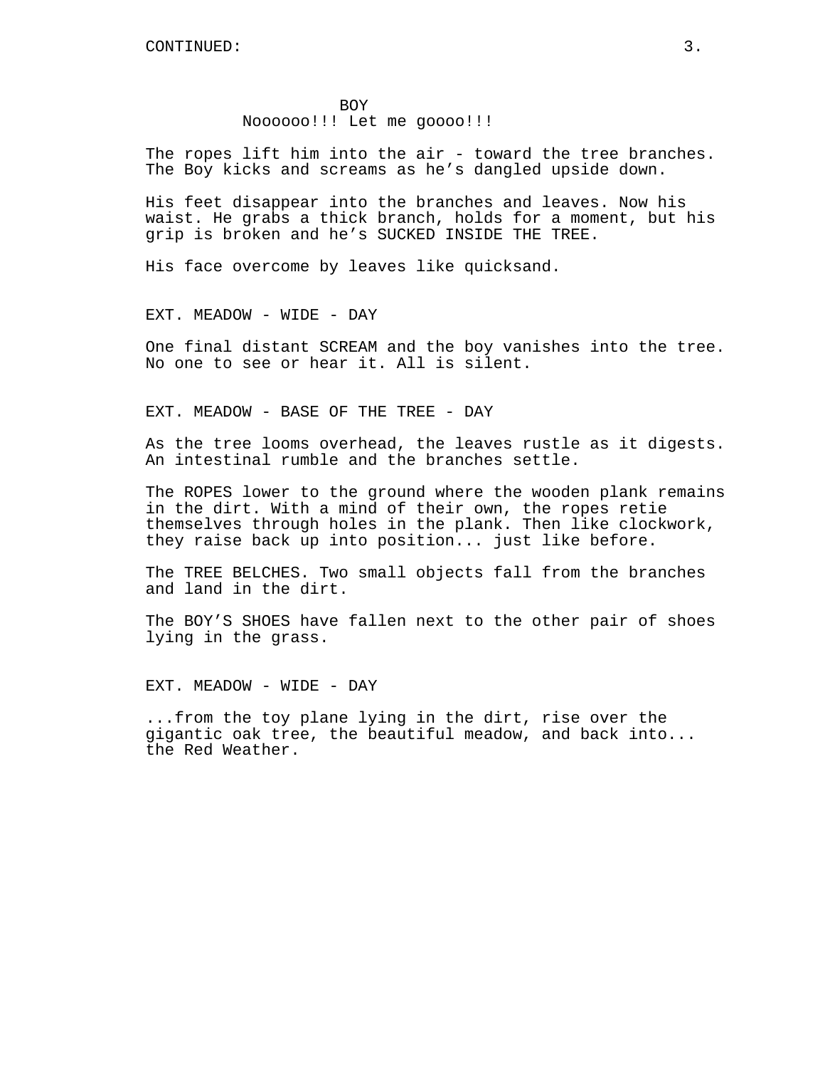CONTINUED:

BOY
Noooooo!!! Let me goooo!!!

The ropes lift him into the air - toward the tree branches. The Boy kicks and screams as he's dangled upside down.

His feet disappear into the branches and leaves. Now his waist. He grabs a thick branch, holds for a moment, but his grip is broken and he's SUCKED INSIDE THE TREE.

His face overcome by leaves like quicksand.

EXT. MEADOW - WIDE - DAY

One final distant SCREAM and the boy vanishes into the tree. No one to see or hear it. All is silent.

EXT. MEADOW - BASE OF THE TREE - DAY

As the tree looms overhead, the leaves rustle as it digests. An intestinal rumble and the branches settle.

The ROPES lower to the ground where the wooden plank remains in the dirt. With a mind of their own, the ropes retie themselves through holes in the plank. Then like clockwork, they raise back up into position... just like before.

The TREE BELCHES. Two small objects fall from the branches and land in the dirt.

The BOY'S SHOES have fallen next to the other pair of shoes lying in the grass.

EXT. MEADOW - WIDE - DAY

...from the toy plane lying in the dirt, rise over the gigantic oak tree, the beautiful meadow, and back into... the Red Weather.